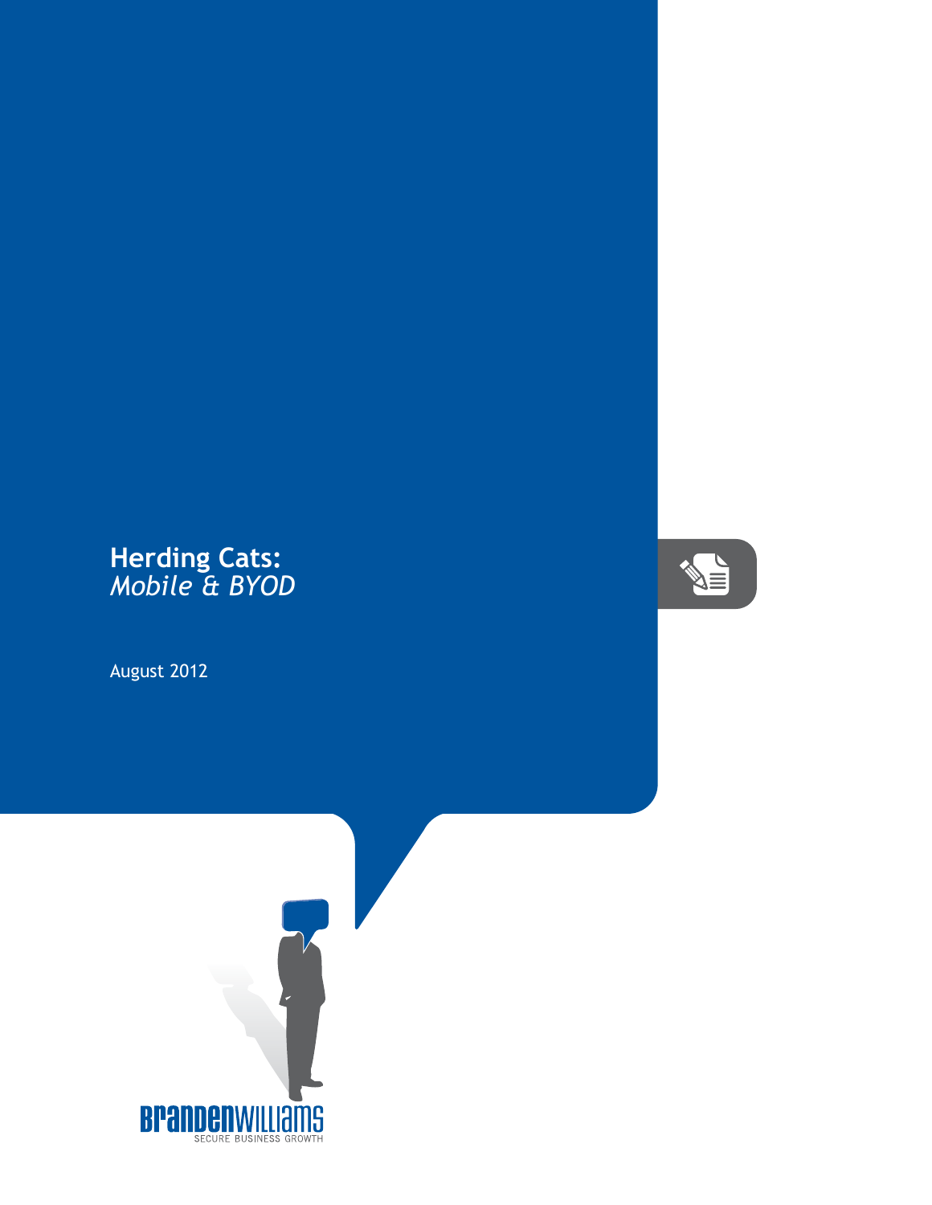# Herding Cats:
## *Mobile & BYOD*

August 2012

BRANDENWILLIAMS
SECURE BUSINESS GROWTH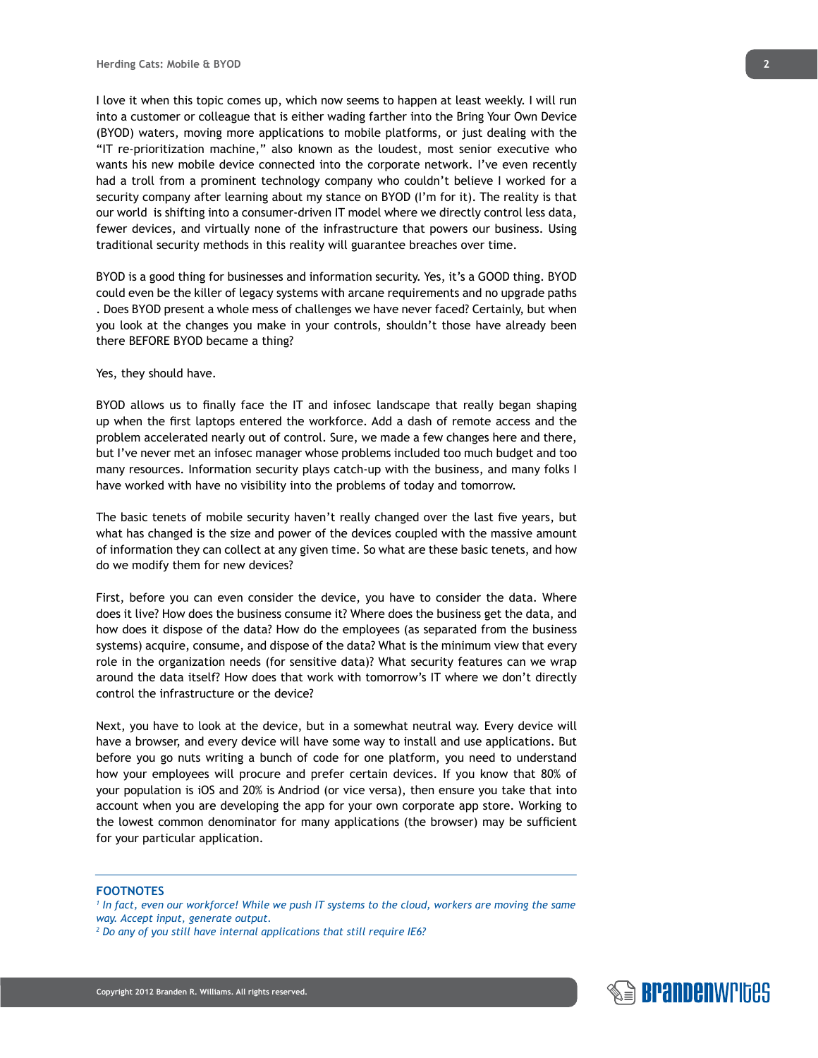I love it when this topic comes up, which now seems to happen at least weekly. I will run into a customer or colleague that is either wading farther into the Bring Your Own Device (BYOD) waters, moving more applications to mobile platforms, or just dealing with the "IT re-prioritization machine," also known as the loudest, most senior executive who wants his new mobile device connected into the corporate network. I've even recently had a troll from a prominent technology company who couldn't believe I worked for a security company after learning about my stance on BYOD (I'm for it). The reality is that our world is shifting into a consumer-driven IT model where we directly control less data, fewer devices, and virtually none of the infrastructure that powers our business. Using traditional security methods in this reality will guarantee breaches over time.

BYOD is a good thing for businesses and information security. Yes, it's a GOOD thing. BYOD could even be the killer of legacy systems with arcane requirements and no upgrade paths . Does BYOD present a whole mess of challenges we have never faced? Certainly, but when you look at the changes you make in your controls, shouldn't those have already been there BEFORE BYOD became a thing?

Yes, they should have.

BYOD allows us to finally face the IT and infosec landscape that really began shaping up when the first laptops entered the workforce. Add a dash of remote access and the problem accelerated nearly out of control. Sure, we made a few changes here and there, but I've never met an infosec manager whose problems included too much budget and too many resources. Information security plays catch-up with the business, and many folks I have worked with have no visibility into the problems of today and tomorrow.

The basic tenets of mobile security haven't really changed over the last five years, but what has changed is the size and power of the devices coupled with the massive amount of information they can collect at any given time. So what are these basic tenets, and how do we modify them for new devices?

First, before you can even consider the device, you have to consider the data. Where does it live? How does the business consume it? Where does the business get the data, and how does it dispose of the data? How do the employees (as separated from the business systems) acquire, consume, and dispose of the data? What is the minimum view that every role in the organization needs (for sensitive data)? What security features can we wrap around the data itself? How does that work with tomorrow's IT where we don't directly control the infrastructure or the device?

Next, you have to look at the device, but in a somewhat neutral way. Every device will have a browser, and every device will have some way to install and use applications. But before you go nuts writing a bunch of code for one platform, you need to understand how your employees will procure and prefer certain devices. If you know that 80% of your population is iOS and 20% is Andriod (or vice versa), then ensure you take that into account when you are developing the app for your own corporate app store. Working to the lowest common denominator for many applications (the browser) may be sufficient for your particular application.

---

**FOOTNOTES**

[1] *In fact, even our workforce! While we push IT systems to the cloud, workers are moving the same way. Accept input, generate output.*

[2] *Do any of you still have internal applications that still require IE6?*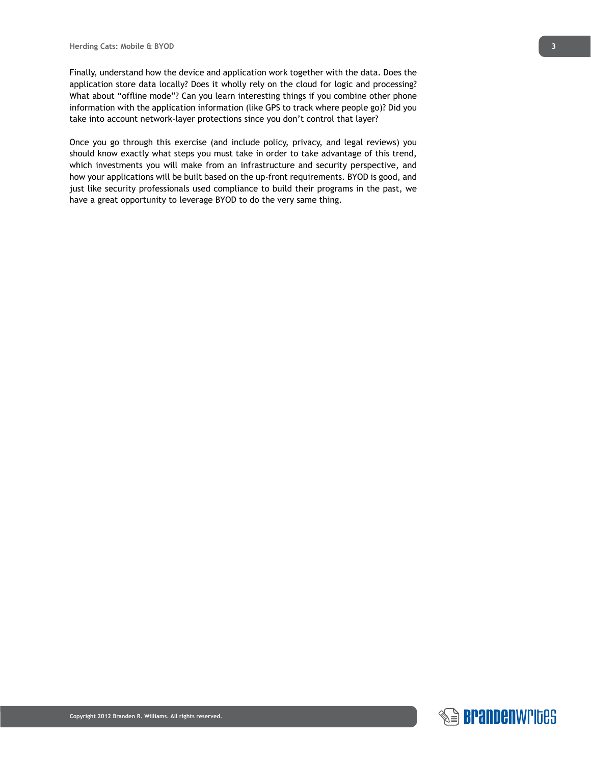Finally, understand how the device and application work together with the data. Does the application store data locally? Does it wholly rely on the cloud for logic and processing? What about “offline mode”? Can you learn interesting things if you combine other phone information with the application information (like GPS to track where people go)? Did you take into account network-layer protections since you don’t control that layer?

Once you go through this exercise (and include policy, privacy, and legal reviews) you should know exactly what steps you must take in order to take advantage of this trend, which investments you will make from an infrastructure and security perspective, and how your applications will be built based on the up-front requirements. BYOD is good, and just like security professionals used compliance to build their programs in the past, we have a great opportunity to leverage BYOD to do the very same thing.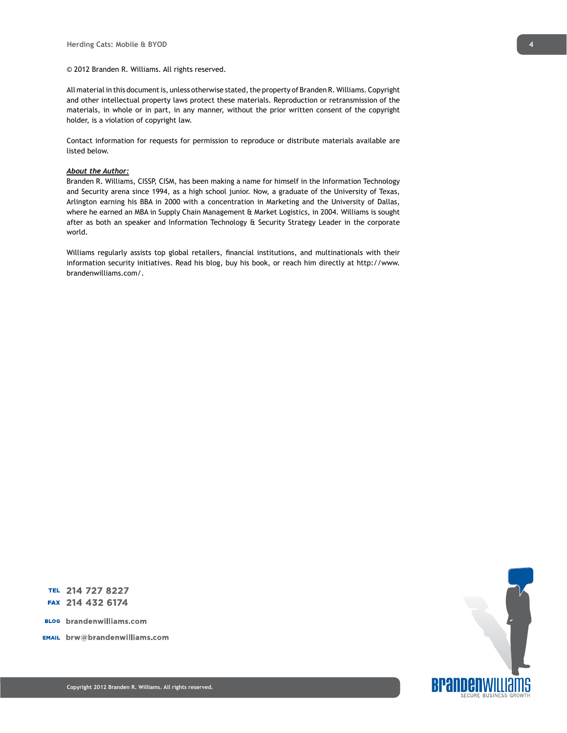© 2012 Branden R. Williams. All rights reserved.

All material in this document is, unless otherwise stated, the property of Branden R. Williams. Copyright and other intellectual property laws protect these materials. Reproduction or retransmission of the materials, in whole or in part, in any manner, without the prior written consent of the copyright holder, is a violation of copyright law.

Contact information for requests for permission to reproduce or distribute materials available are listed below.

***About the Author:***
Branden R. Williams, CISSP, CISM, has been making a name for himself in the Information Technology and Security arena since 1994, as a high school junior. Now, a graduate of the University of Texas, Arlington earning his BBA in 2000 with a concentration in Marketing and the University of Dallas, where he earned an MBA in Supply Chain Management & Market Logistics, in 2004. Williams is sought after as both an speaker and Information Technology & Security Strategy Leader in the corporate world.

Williams regularly assists top global retailers, financial institutions, and multinationals with their information security initiatives. Read his blog, buy his book, or reach him directly at http://www.brandenwilliams.com/.

**TEL** 214 727 8227
**FAX** 214 432 6174

**BLOG** brandenwilliams.com

**EMAIL** brw@brandenwilliams.com

BrandenWilliams
SECURE BUSINESS GROWTH